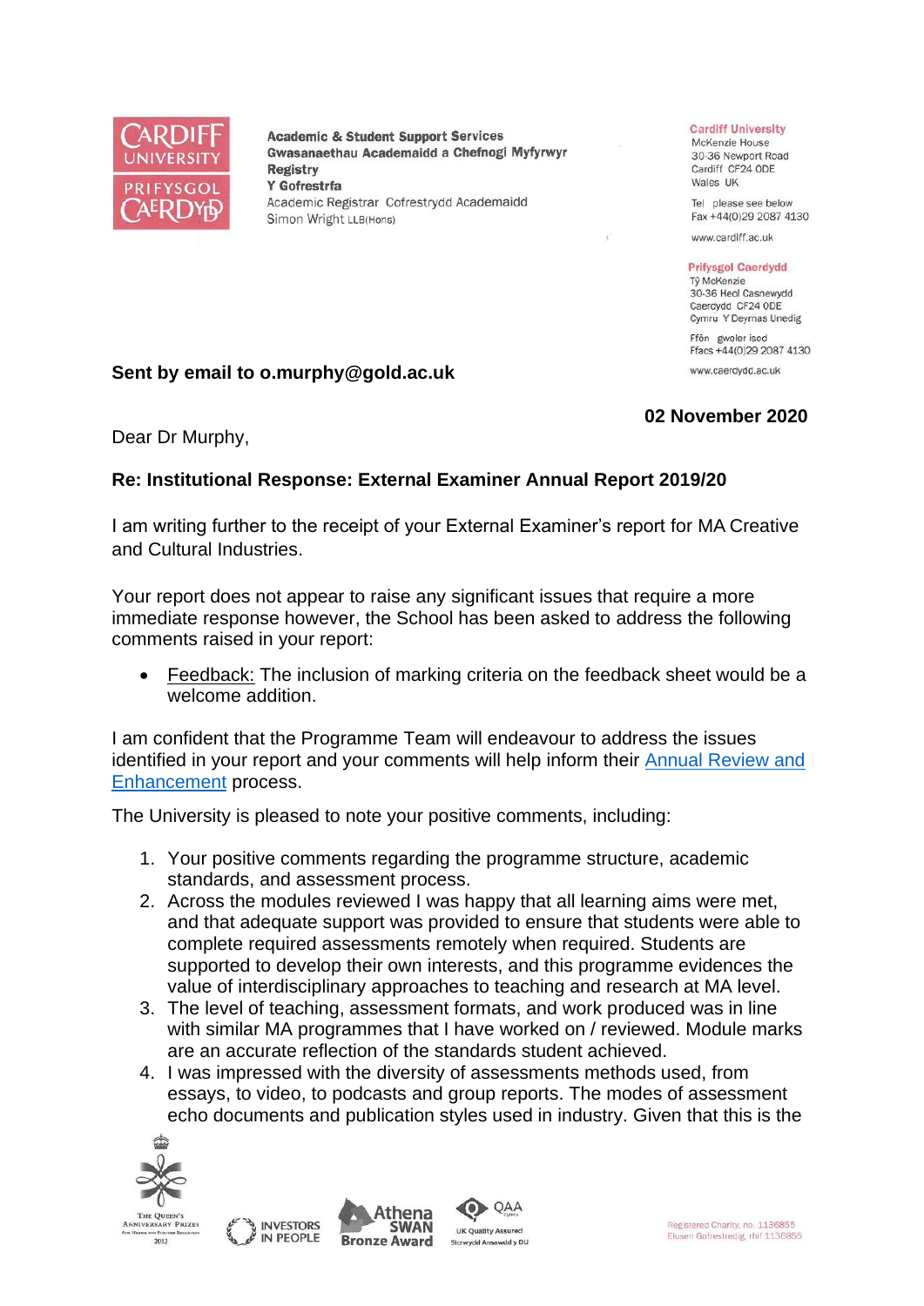Academic & Student Support Services
Gwasanaethau Academaidd a Chefnogi Myfyrwyr
Registry
Y Gofrestrfa
Academic Registrar Cofrestrydd Academaidd
Simon Wright LLB(Hons)

**Cardiff University**
McKenzie House
30-36 Newport Road
Cardiff CF24 0DE
Wales UK

Tel please see below
Fax +44(0)29 2087 4130

www.cardiff.ac.uk

**Prifysgol Caerdydd**
Tŷ McKenzie
30-36 Heol Casnewydd
Caerdydd CF24 0DE
Cymru Y Deyrnas Unedig

Ffôn gweler isod
Ffacs +44(0)29 2087 4130

www.caerdydd.ac.uk

**Sent by email to o.murphy@gold.ac.uk**

**02 November 2020**

Dear Dr Murphy,

**Re: Institutional Response: External Examiner Annual Report 2019/20**

I am writing further to the receipt of your External Examiner's report for MA Creative and Cultural Industries.

Your report does not appear to raise any significant issues that require a more immediate response however, the School has been asked to address the following comments raised in your report:

- Feedback: The inclusion of marking criteria on the feedback sheet would be a welcome addition.

I am confident that the Programme Team will endeavour to address the issues identified in your report and your comments will help inform their Annual Review and Enhancement process.

The University is pleased to note your positive comments, including:

1. Your positive comments regarding the programme structure, academic standards, and assessment process.
2. Across the modules reviewed I was happy that all learning aims were met, and that adequate support was provided to ensure that students were able to complete required assessments remotely when required. Students are supported to develop their own interests, and this programme evidences the value of interdisciplinary approaches to teaching and research at MA level.
3. The level of teaching, assessment formats, and work produced was in line with similar MA programmes that I have worked on / reviewed. Module marks are an accurate reflection of the standards student achieved.
4. I was impressed with the diversity of assessments methods used, from essays, to video, to podcasts and group reports. The modes of assessment echo documents and publication styles used in industry. Given that this is the

Registered Charity, no. 1136855
Elusen Gofrestredig, rhif 1136855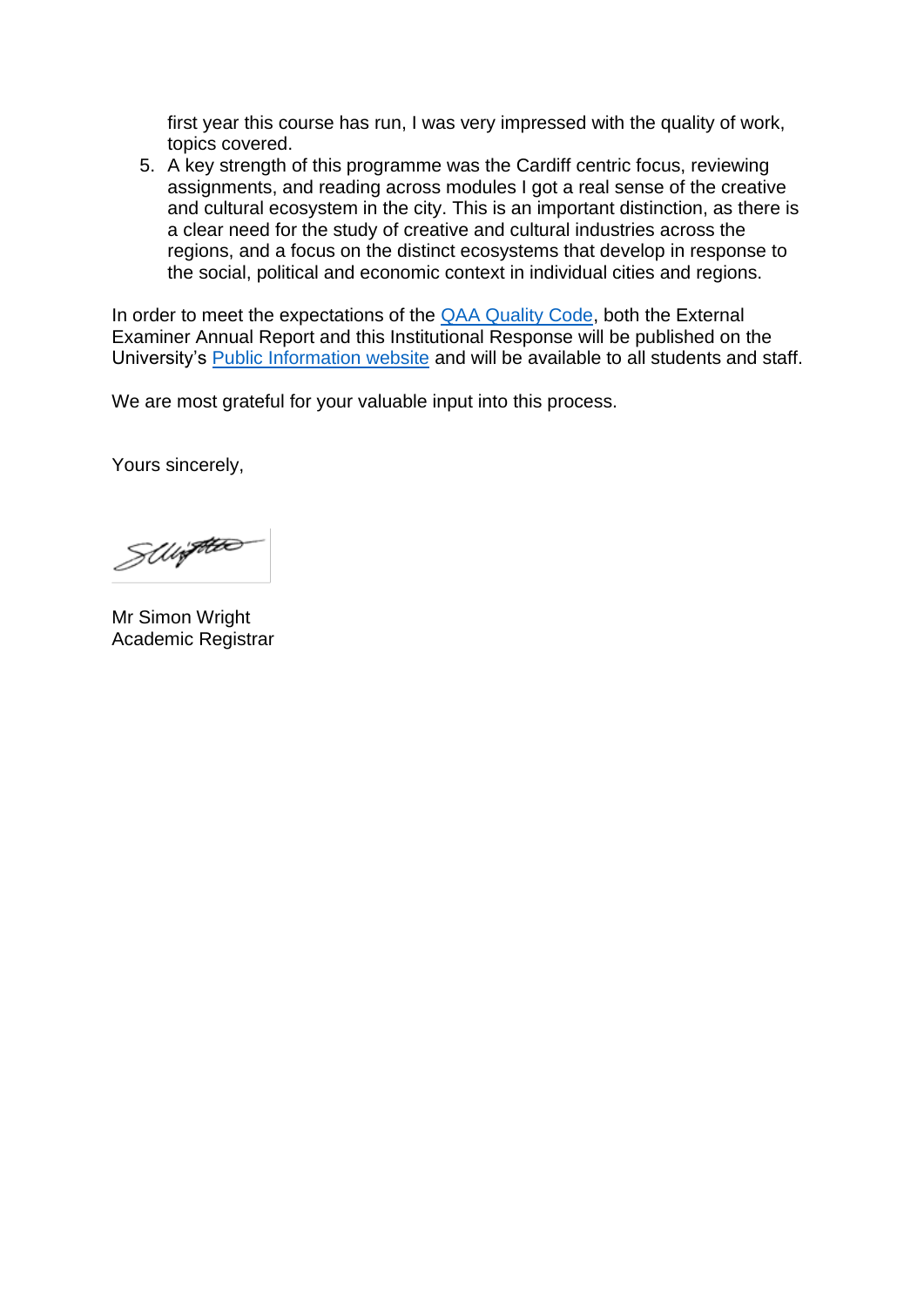first year this course has run, I was very impressed with the quality of work, topics covered.

5. A key strength of this programme was the Cardiff centric focus, reviewing assignments, and reading across modules I got a real sense of the creative and cultural ecosystem in the city. This is an important distinction, as there is a clear need for the study of creative and cultural industries across the regions, and a focus on the distinct ecosystems that develop in response to the social, political and economic context in individual cities and regions.

In order to meet the expectations of the QAA Quality Code, both the External Examiner Annual Report and this Institutional Response will be published on the University's Public Information website and will be available to all students and staff.

We are most grateful for your valuable input into this process.

Yours sincerely,

Mr Simon Wright
Academic Registrar